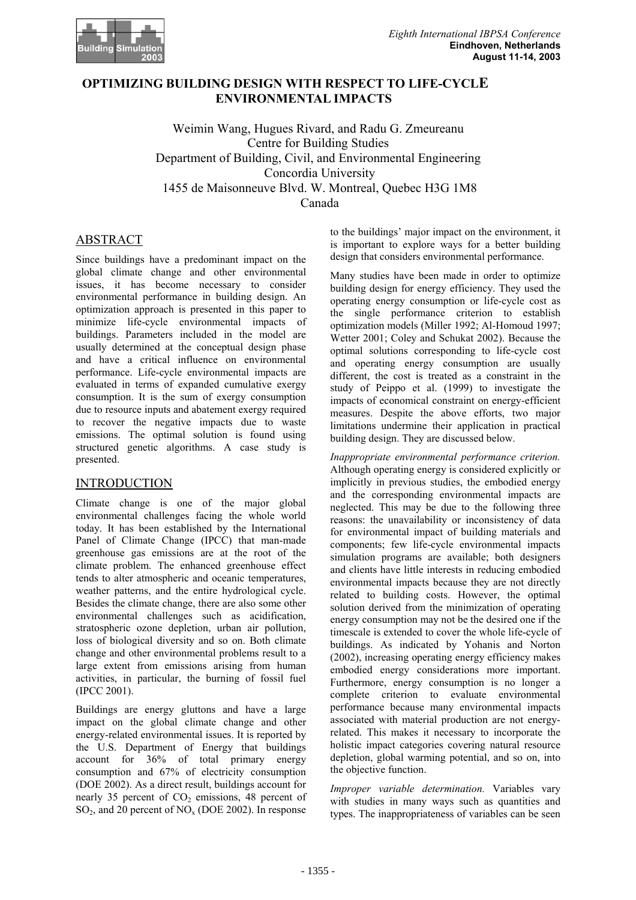# OPTIMIZING BUILDING DESIGN WITH RESPECT TO LIFE-CYCLE ENVIRONMENTAL IMPACTS

Weimin Wang, Hugues Rivard, and Radu G. Zmeureanu
Centre for Building Studies
Department of Building, Civil, and Environmental Engineering
Concordia University
1455 de Maisonneuve Blvd. W. Montreal, Quebec H3G 1M8
Canada

## ABSTRACT

Since buildings have a predominant impact on the global climate change and other environmental issues, it has become necessary to consider environmental performance in building design. An optimization approach is presented in this paper to minimize life-cycle environmental impacts of buildings. Parameters included in the model are usually determined at the conceptual design phase and have a critical influence on environmental performance. Life-cycle environmental impacts are evaluated in terms of expanded cumulative exergy consumption. It is the sum of exergy consumption due to resource inputs and abatement exergy required to recover the negative impacts due to waste emissions. The optimal solution is found using structured genetic algorithms. A case study is presented.

## INTRODUCTION

Climate change is one of the major global environmental challenges facing the whole world today. It has been established by the International Panel of Climate Change (IPCC) that man-made greenhouse gas emissions are at the root of the climate problem. The enhanced greenhouse effect tends to alter atmospheric and oceanic temperatures, weather patterns, and the entire hydrological cycle. Besides the climate change, there are also some other environmental challenges such as acidification, stratospheric ozone depletion, urban air pollution, loss of biological diversity and so on. Both climate change and other environmental problems result to a large extent from emissions arising from human activities, in particular, the burning of fossil fuel (IPCC 2001).

Buildings are energy gluttons and have a large impact on the global climate change and other energy-related environmental issues. It is reported by the U.S. Department of Energy that buildings account for 36% of total primary energy consumption and 67% of electricity consumption (DOE 2002). As a direct result, buildings account for nearly 35 percent of $CO_2$ emissions, 48 percent of $SO_2$, and 20 percent of $NO_x$ (DOE 2002). In response to the buildings' major impact on the environment, it is important to explore ways for a better building design that considers environmental performance.

Many studies have been made in order to optimize building design for energy efficiency. They used the operating energy consumption or life-cycle cost as the single performance criterion to establish optimization models (Miller 1992; Al-Homoud 1997; Wetter 2001; Coley and Schukat 2002). Because the optimal solutions corresponding to life-cycle cost and operating energy consumption are usually different, the cost is treated as a constraint in the study of Peippo et al. (1999) to investigate the impacts of economical constraint on energy-efficient measures. Despite the above efforts, two major limitations undermine their application in practical building design. They are discussed below.

*Inappropriate environmental performance criterion.* Although operating energy is considered explicitly or implicitly in previous studies, the embodied energy and the corresponding environmental impacts are neglected. This may be due to the following three reasons: the unavailability or inconsistency of data for environmental impact of building materials and components; few life-cycle environmental impacts simulation programs are available; both designers and clients have little interests in reducing embodied environmental impacts because they are not directly related to building costs. However, the optimal solution derived from the minimization of operating energy consumption may not be the desired one if the timescale is extended to cover the whole life-cycle of buildings. As indicated by Yohanis and Norton (2002), increasing operating energy efficiency makes embodied energy considerations more important. Furthermore, energy consumption is no longer a complete criterion to evaluate environmental performance because many environmental impacts associated with material production are not energy-related. This makes it necessary to incorporate the holistic impact categories covering natural resource depletion, global warming potential, and so on, into the objective function.

*Improper variable determination.* Variables vary with studies in many ways such as quantities and types. The inappropriateness of variables can be seen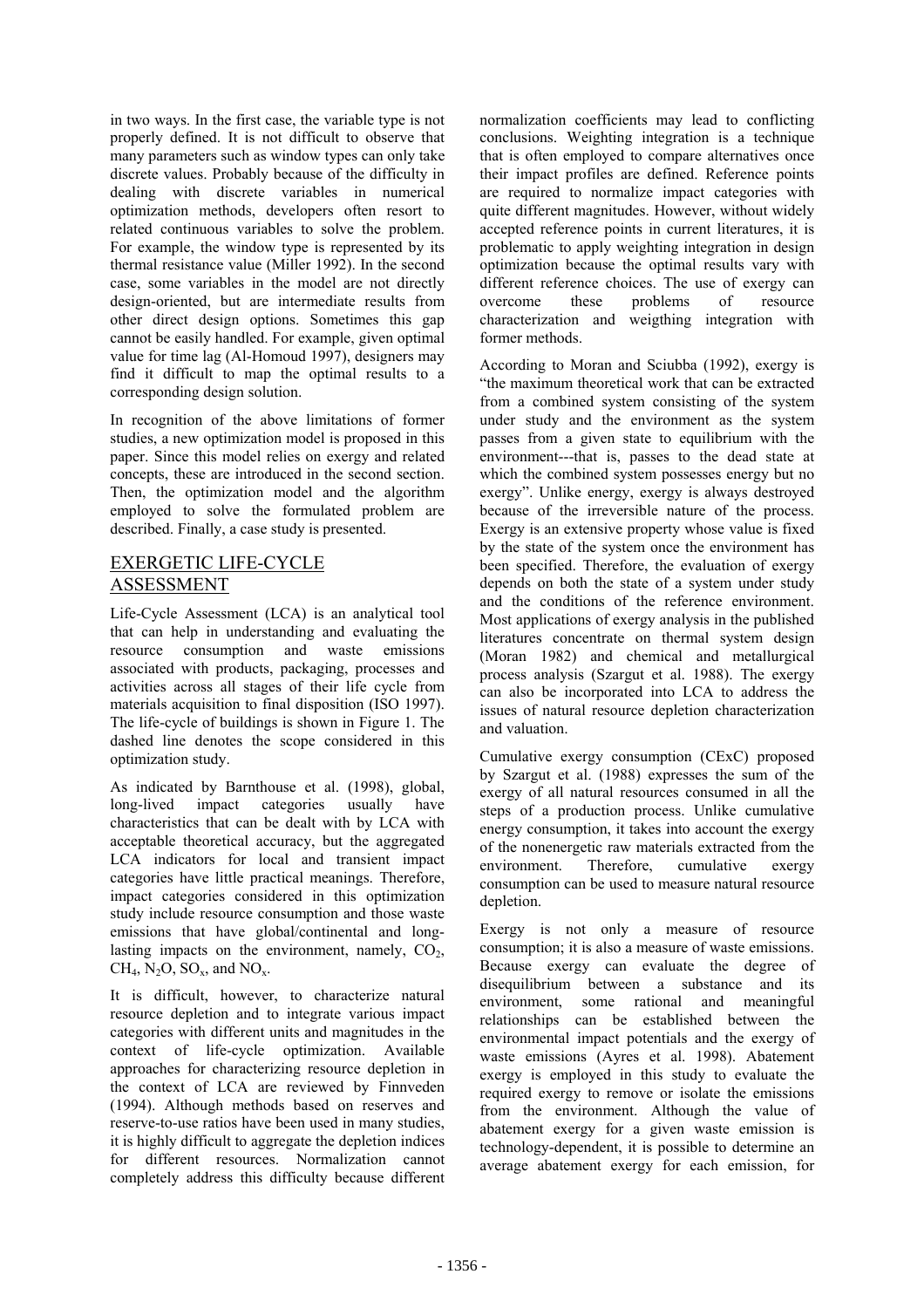in two ways. In the first case, the variable type is not properly defined. It is not difficult to observe that many parameters such as window types can only take discrete values. Probably because of the difficulty in dealing with discrete variables in numerical optimization methods, developers often resort to related continuous variables to solve the problem. For example, the window type is represented by its thermal resistance value (Miller 1992). In the second case, some variables in the model are not directly design-oriented, but are intermediate results from other direct design options. Sometimes this gap cannot be easily handled. For example, given optimal value for time lag (Al-Homoud 1997), designers may find it difficult to map the optimal results to a corresponding design solution.

In recognition of the above limitations of former studies, a new optimization model is proposed in this paper. Since this model relies on exergy and related concepts, these are introduced in the second section. Then, the optimization model and the algorithm employed to solve the formulated problem are described. Finally, a case study is presented.

## EXERGETIC LIFE-CYCLE ASSESSMENT

Life-Cycle Assessment (LCA) is an analytical tool that can help in understanding and evaluating the resource consumption and waste emissions associated with products, packaging, processes and activities across all stages of their life cycle from materials acquisition to final disposition (ISO 1997). The life-cycle of buildings is shown in Figure 1. The dashed line denotes the scope considered in this optimization study.

As indicated by Barnthouse et al. (1998), global, long-lived impact categories usually have characteristics that can be dealt with by LCA with acceptable theoretical accuracy, but the aggregated LCA indicators for local and transient impact categories have little practical meanings. Therefore, impact categories considered in this optimization study include resource consumption and those waste emissions that have global/continental and long-lasting impacts on the environment, namely, $CO_2$, $CH_4$, $N_2O$, $SO_x$, and $NO_x$.

It is difficult, however, to characterize natural resource depletion and to integrate various impact categories with different units and magnitudes in the context of life-cycle optimization. Available approaches for characterizing resource depletion in the context of LCA are reviewed by Finnveden (1994). Although methods based on reserves and reserve-to-use ratios have been used in many studies, it is highly difficult to aggregate the depletion indices for different resources. Normalization cannot completely address this difficulty because different normalization coefficients may lead to conflicting conclusions. Weighting integration is a technique that is often employed to compare alternatives once their impact profiles are defined. Reference points are required to normalize impact categories with quite different magnitudes. However, without widely accepted reference points in current literatures, it is problematic to apply weighting integration in design optimization because the optimal results vary with different reference choices. The use of exergy can overcome these problems of resource characterization and weigthing integration with former methods.

According to Moran and Sciubba (1992), exergy is "the maximum theoretical work that can be extracted from a combined system consisting of the system under study and the environment as the system passes from a given state to equilibrium with the environment---that is, passes to the dead state at which the combined system possesses energy but no exergy". Unlike energy, exergy is always destroyed because of the irreversible nature of the process. Exergy is an extensive property whose value is fixed by the state of the system once the environment has been specified. Therefore, the evaluation of exergy depends on both the state of a system under study and the conditions of the reference environment. Most applications of exergy analysis in the published literatures concentrate on thermal system design (Moran 1982) and chemical and metallurgical process analysis (Szargut et al. 1988). The exergy can also be incorporated into LCA to address the issues of natural resource depletion characterization and valuation.

Cumulative exergy consumption (CExC) proposed by Szargut et al. (1988) expresses the sum of the exergy of all natural resources consumed in all the steps of a production process. Unlike cumulative energy consumption, it takes into account the exergy of the nonenergetic raw materials extracted from the environment. Therefore, cumulative exergy consumption can be used to measure natural resource depletion.

Exergy is not only a measure of resource consumption; it is also a measure of waste emissions. Because exergy can evaluate the degree of disequilibrium between a substance and its environment, some rational and meaningful relationships can be established between the environmental impact potentials and the exergy of waste emissions (Ayres et al. 1998). Abatement exergy is employed in this study to evaluate the required exergy to remove or isolate the emissions from the environment. Although the value of abatement exergy for a given waste emission is technology-dependent, it is possible to determine an average abatement exergy for each emission, for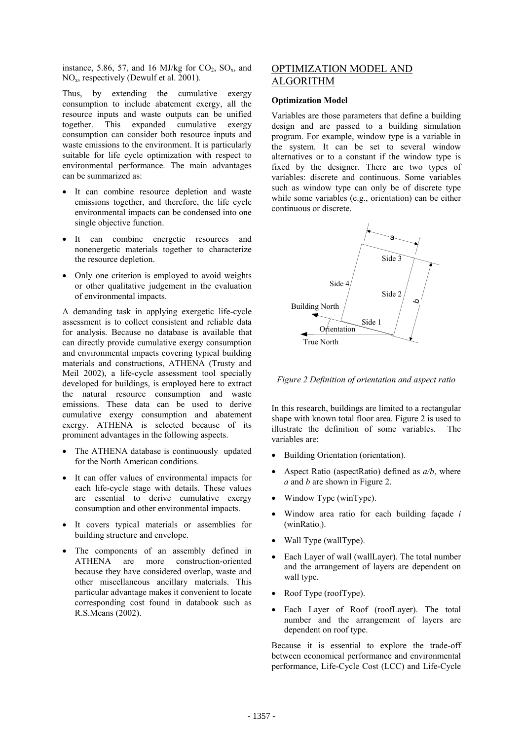instance, 5.86, 57, and 16 MJ/kg for $CO_2$, $SO_x$, and $NO_x$, respectively (Dewulf et al. 2001).

Thus, by extending the cumulative exergy consumption to include abatement exergy, all the resource inputs and waste outputs can be unified together. This expanded cumulative exergy consumption can consider both resource inputs and waste emissions to the environment. It is particularly suitable for life cycle optimization with respect to environmental performance. The main advantages can be summarized as:

- It can combine resource depletion and waste emissions together, and therefore, the life cycle environmental impacts can be condensed into one single objective function.
- It can combine energetic resources and nonenergetic materials together to characterize the resource depletion.
- Only one criterion is employed to avoid weights or other qualitative judgement in the evaluation of environmental impacts.

A demanding task in applying exergetic life-cycle assessment is to collect consistent and reliable data for analysis. Because no database is available that can directly provide cumulative exergy consumption and environmental impacts covering typical building materials and constructions, ATHENA (Trusty and Meil 2002), a life-cycle assessment tool specially developed for buildings, is employed here to extract the natural resource consumption and waste emissions. These data can be used to derive cumulative exergy consumption and abatement exergy. ATHENA is selected because of its prominent advantages in the following aspects.

- The ATHENA database is continuously updated for the North American conditions.
- It can offer values of environmental impacts for each life-cycle stage with details. These values are essential to derive cumulative exergy consumption and other environmental impacts.
- It covers typical materials or assemblies for building structure and envelope.
- The components of an assembly defined in ATHENA are more construction-oriented because they have considered overlap, waste and other miscellaneous ancillary materials. This particular advantage makes it convenient to locate corresponding cost found in databook such as R.S.Means (2002).

## OPTIMIZATION MODEL AND ALGORITHM

### Optimization Model

Variables are those parameters that define a building design and are passed to a building simulation program. For example, window type is a variable in the system. It can be set to several window alternatives or to a constant if the window type is fixed by the designer. There are two types of variables: discrete and continuous. Some variables such as window type can only be of discrete type while some variables (e.g., orientation) can be either continuous or discrete.

*Figure 2 Definition of orientation and aspect ratio*

In this research, buildings are limited to a rectangular shape with known total floor area. Figure 2 is used to illustrate the definition of some variables. The variables are:

- Building Orientation (orientation).
- Aspect Ratio (aspectRatio) defined as $a/b$, where $a$ and $b$ are shown in Figure 2.
- Window Type (winType).
- Window area ratio for each building façade $i$ ($\text{winRatio}_i$).
- Wall Type (wallType).
- Each Layer of wall (wallLayer). The total number and the arrangement of layers are dependent on wall type.
- Roof Type (roofType).
- Each Layer of Roof (roofLayer). The total number and the arrangement of layers are dependent on roof type.

Because it is essential to explore the trade-off between economical performance and environmental performance, Life-Cycle Cost (LCC) and Life-Cycle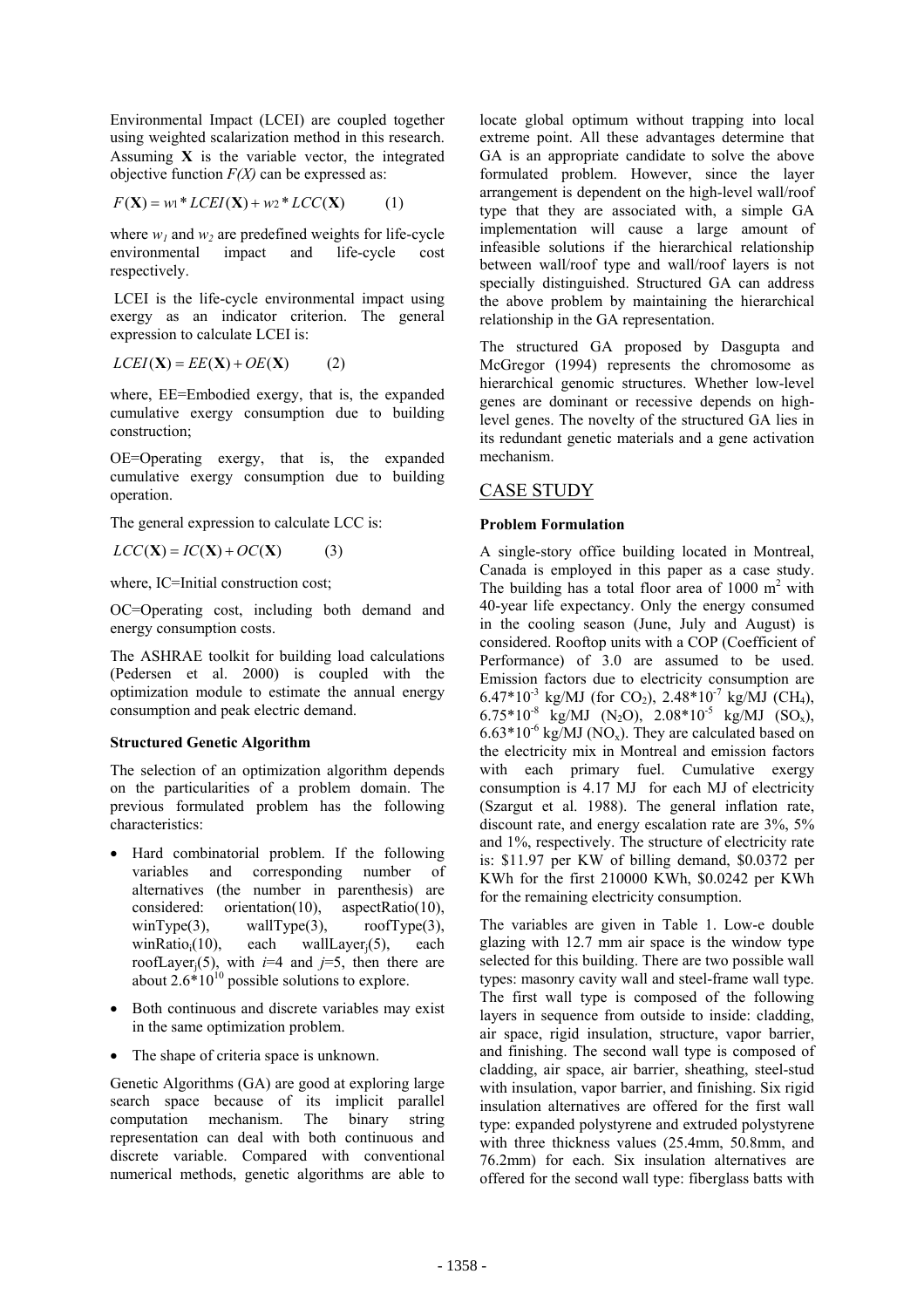Environmental Impact (LCEI) are coupled together using weighted scalarization method in this research. Assuming **X** is the variable vector, the integrated objective function $F(X)$ can be expressed as:

$$F(\mathbf{X}) = w_1 * LCEI(\mathbf{X}) + w_2 * LCC(\mathbf{X}) \qquad (1)$$

where $w_1$ and $w_2$ are predefined weights for life-cycle environmental impact and life-cycle cost respectively.

LCEI is the life-cycle environmental impact using exergy as an indicator criterion. The general expression to calculate LCEI is:

$$LCEI(\mathbf{X}) = EE(\mathbf{X}) + OE(\mathbf{X}) \qquad (2)$$

where, EE=Embodied exergy, that is, the expanded cumulative exergy consumption due to building construction;

OE=Operating exergy, that is, the expanded cumulative exergy consumption due to building operation.

The general expression to calculate LCC is:

$$LCC(\mathbf{X}) = IC(\mathbf{X}) + OC(\mathbf{X}) \qquad (3)$$

where, IC=Initial construction cost;

OC=Operating cost, including both demand and energy consumption costs.

The ASHRAE toolkit for building load calculations (Pedersen et al. 2000) is coupled with the optimization module to estimate the annual energy consumption and peak electric demand.

**Structured Genetic Algorithm**

The selection of an optimization algorithm depends on the particularities of a problem domain. The previous formulated problem has the following characteristics:

- Hard combinatorial problem. If the following variables and corresponding number of alternatives (the number in parenthesis) are considered: orientation(10), aspectRatio(10), winType(3), wallType(3), roofType(3), $winRatio_i(10)$, each $wallLayer_j(5)$, each $roofLayer_j(5)$, with $i$=4 and $j$=5, then there are about $2.6*10^{10}$ possible solutions to explore.
- Both continuous and discrete variables may exist in the same optimization problem.
- The shape of criteria space is unknown.

Genetic Algorithms (GA) are good at exploring large search space because of its implicit parallel computation mechanism. The binary string representation can deal with both continuous and discrete variable. Compared with conventional numerical methods, genetic algorithms are able to locate global optimum without trapping into local extreme point. All these advantages determine that GA is an appropriate candidate to solve the above formulated problem. However, since the layer arrangement is dependent on the high-level wall/roof type that they are associated with, a simple GA implementation will cause a large amount of infeasible solutions if the hierarchical relationship between wall/roof type and wall/roof layers is not specially distinguished. Structured GA can address the above problem by maintaining the hierarchical relationship in the GA representation.

The structured GA proposed by Dasgupta and McGregor (1994) represents the chromosome as hierarchical genomic structures. Whether low-level genes are dominant or recessive depends on high-level genes. The novelty of the structured GA lies in its redundant genetic materials and a gene activation mechanism.

## CASE STUDY

**Problem Formulation**

A single-story office building located in Montreal, Canada is employed in this paper as a case study. The building has a total floor area of 1000 $m^2$ with 40-year life expectancy. Only the energy consumed in the cooling season (June, July and August) is considered. Rooftop units with a COP (Coefficient of Performance) of 3.0 are assumed to be used. Emission factors due to electricity consumption are $6.47*10^{-3}$ kg/MJ (for $CO_2$), $2.48*10^{-7}$ kg/MJ ($CH_4$), $6.75*10^{-8}$ kg/MJ ($N_2O$), $2.08*10^{-5}$ kg/MJ ($SO_x$), $6.63*10^{-6}$ kg/MJ ($NO_x$). They are calculated based on the electricity mix in Montreal and emission factors with each primary fuel. Cumulative exergy consumption is 4.17 MJ for each MJ of electricity (Szargut et al. 1988). The general inflation rate, discount rate, and energy escalation rate are 3%, 5% and 1%, respectively. The structure of electricity rate is: \$11.97 per KW of billing demand, \$0.0372 per KWh for the first 210000 KWh, \$0.0242 per KWh for the remaining electricity consumption.

The variables are given in Table 1. Low-e double glazing with 12.7 mm air space is the window type selected for this building. There are two possible wall types: masonry cavity wall and steel-frame wall type. The first wall type is composed of the following layers in sequence from outside to inside: cladding, air space, rigid insulation, structure, vapor barrier, and finishing. The second wall type is composed of cladding, air space, air barrier, sheathing, steel-stud with insulation, vapor barrier, and finishing. Six rigid insulation alternatives are offered for the first wall type: expanded polystyrene and extruded polystyrene with three thickness values (25.4mm, 50.8mm, and 76.2mm) for each. Six insulation alternatives are offered for the second wall type: fiberglass batts with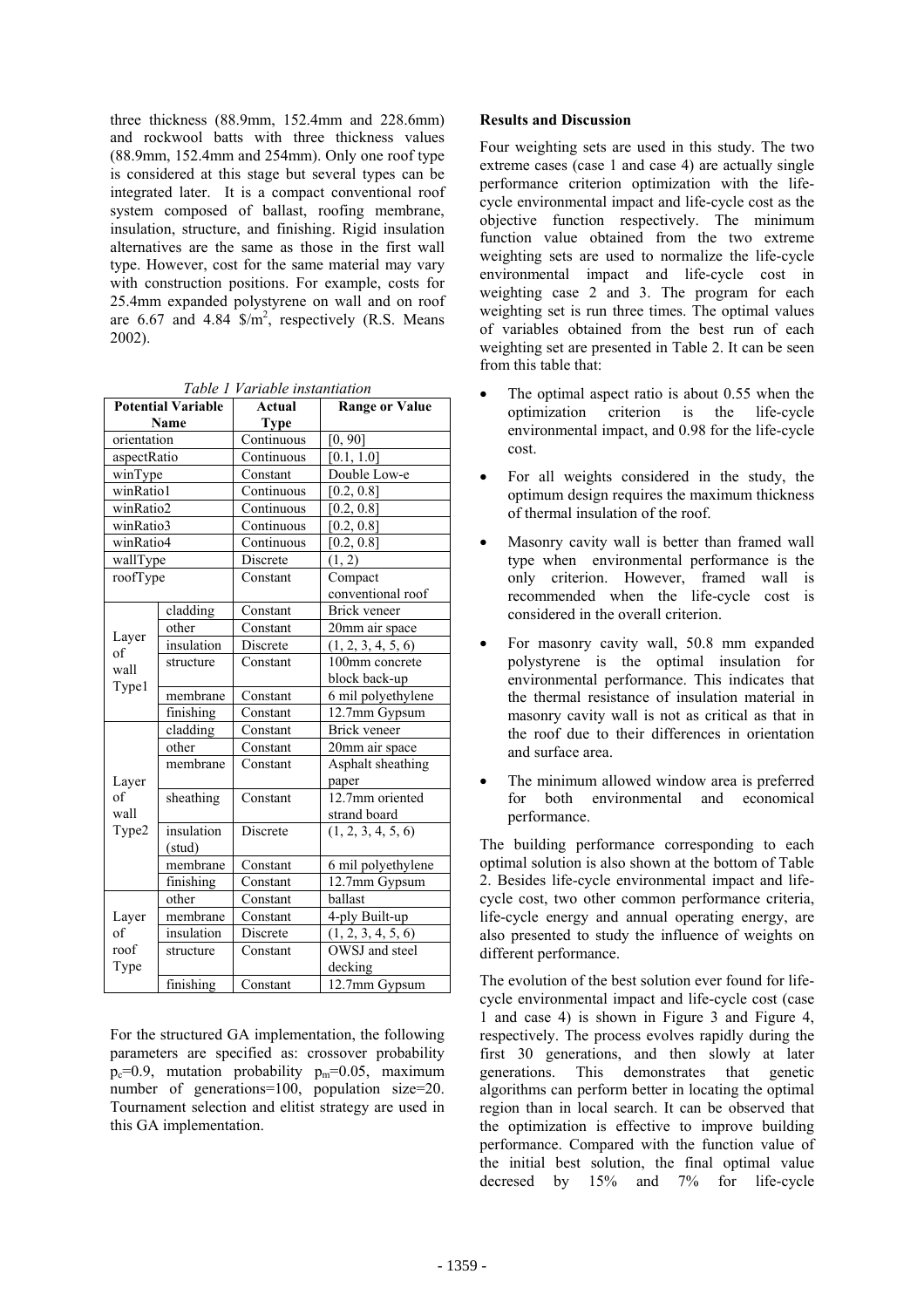three thickness (88.9mm, 152.4mm and 228.6mm) and rockwool batts with three thickness values (88.9mm, 152.4mm and 254mm). Only one roof type is considered at this stage but several types can be integrated later. It is a compact conventional roof system composed of ballast, roofing membrane, insulation, structure, and finishing. Rigid insulation alternatives are the same as those in the first wall type. However, cost for the same material may vary with construction positions. For example, costs for 25.4mm expanded polystyrene on wall and on roof are 6.67 and 4.84 $\$/m^2$, respectively (R.S. Means 2002).

*Table 1 Variable instantiation*

| Potential Variable Name | | Actual Type | Range or Value |
|---|---|---|---|
| orientation | | Continuous | [0, 90] |
| aspectRatio | | Continuous | [0.1, 1.0] |
| winType | | Constant | Double Low-e |
| winRatio1 | | Continuous | [0.2, 0.8] |
| winRatio2 | | Continuous | [0.2, 0.8] |
| winRatio3 | | Continuous | [0.2, 0.8] |
| winRatio4 | | Continuous | [0.2, 0.8] |
| wallType | | Discrete | (1, 2) |
| roofType | | Constant | Compact conventional roof |
| Layer of wall Type1 | cladding | Constant | Brick veneer |
| | other | Constant | 20mm air space |
| | insulation | Discrete | (1, 2, 3, 4, 5, 6) |
| | structure | Constant | 100mm concrete block back-up |
| | membrane | Constant | 6 mil polyethylene |
| | finishing | Constant | 12.7mm Gypsum |
| Layer of wall Type2 | cladding | Constant | Brick veneer |
| | other | Constant | 20mm air space |
| | membrane | Constant | Asphalt sheathing paper |
| | sheathing | Constant | 12.7mm oriented strand board |
| | insulation (stud) | Discrete | (1, 2, 3, 4, 5, 6) |
| | membrane | Constant | 6 mil polyethylene |
| | finishing | Constant | 12.7mm Gypsum |
| Layer of roof Type | other | Constant | ballast |
| | membrane | Constant | 4-ply Built-up |
| | insulation | Discrete | (1, 2, 3, 4, 5, 6) |
| | structure | Constant | OWSJ and steel decking |
| | finishing | Constant | 12.7mm Gypsum |

For the structured GA implementation, the following parameters are specified as: crossover probability $p_c$=0.9, mutation probability $p_m$=0.05, maximum number of generations=100, population size=20. Tournament selection and elitist strategy are used in this GA implementation.

## Results and Discussion

Four weighting sets are used in this study. The two extreme cases (case 1 and case 4) are actually single performance criterion optimization with the life-cycle environmental impact and life-cycle cost as the objective function respectively. The minimum function value obtained from the two extreme weighting sets are used to normalize the life-cycle environmental impact and life-cycle cost in weighting case 2 and 3. The program for each weighting set is run three times. The optimal values of variables obtained from the best run of each weighting set are presented in Table 2. It can be seen from this table that:

- The optimal aspect ratio is about 0.55 when the optimization criterion is the life-cycle environmental impact, and 0.98 for the life-cycle cost.
- For all weights considered in the study, the optimum design requires the maximum thickness of thermal insulation of the roof.
- Masonry cavity wall is better than framed wall type when environmental performance is the only criterion. However, framed wall is recommended when the life-cycle cost is considered in the overall criterion.
- For masonry cavity wall, 50.8 mm expanded polystyrene is the optimal insulation for environmental performance. This indicates that the thermal resistance of insulation material in masonry cavity wall is not as critical as that in the roof due to their differences in orientation and surface area.
- The minimum allowed window area is preferred for both environmental and economical performance.

The building performance corresponding to each optimal solution is also shown at the bottom of Table 2. Besides life-cycle environmental impact and life-cycle cost, two other common performance criteria, life-cycle energy and annual operating energy, are also presented to study the influence of weights on different performance.

The evolution of the best solution ever found for life-cycle environmental impact and life-cycle cost (case 1 and case 4) is shown in Figure 3 and Figure 4, respectively. The process evolves rapidly during the first 30 generations, and then slowly at later generations. This demonstrates that genetic algorithms can perform better in locating the optimal region than in local search. It can be observed that the optimization is effective to improve building performance. Compared with the function value of the initial best solution, the final optimal value decresed by 15% and 7% for life-cycle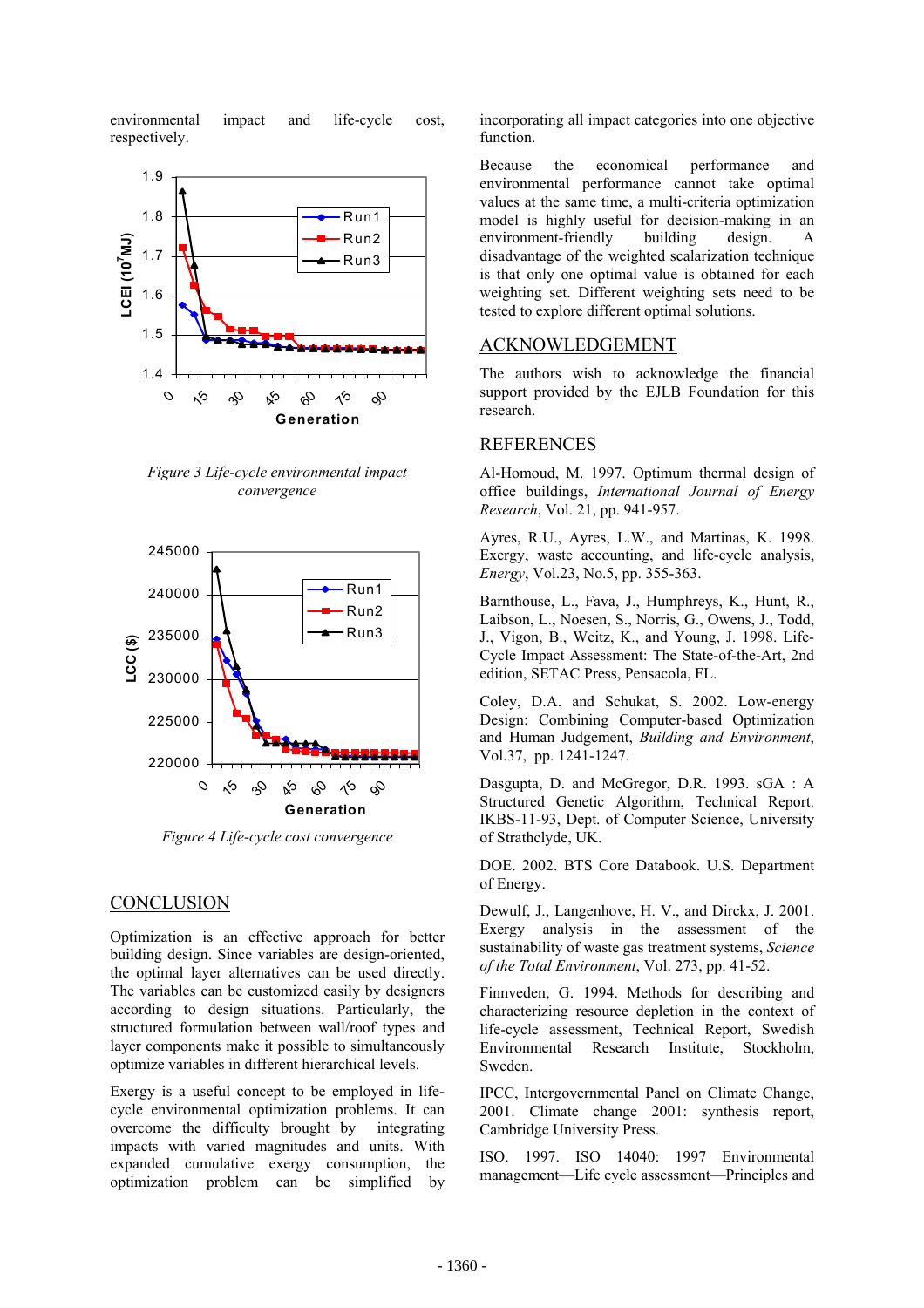environmental impact and life-cycle cost, respectively.

*Figure 3 Life-cycle environmental impact convergence*

*Figure 4 Life-cycle cost convergence*

## CONCLUSION

Optimization is an effective approach for better building design. Since variables are design-oriented, the optimal layer alternatives can be used directly. The variables can be customized easily by designers according to design situations. Particularly, the structured formulation between wall/roof types and layer components make it possible to simultaneously optimize variables in different hierarchical levels.

Exergy is a useful concept to be employed in life-cycle environmental optimization problems. It can overcome the difficulty brought by integrating impacts with varied magnitudes and units. With expanded cumulative exergy consumption, the optimization problem can be simplified by incorporating all impact categories into one objective function.

Because the economical performance and environmental performance cannot take optimal values at the same time, a multi-criteria optimization model is highly useful for decision-making in an environment-friendly building design. A disadvantage of the weighted scalarization technique is that only one optimal value is obtained for each weighting set. Different weighting sets need to be tested to explore different optimal solutions.

## ACKNOWLEDGEMENT

The authors wish to acknowledge the financial support provided by the EJLB Foundation for this research.

## REFERENCES

Al-Homoud, M. 1997. Optimum thermal design of office buildings, *International Journal of Energy Research*, Vol. 21, pp. 941-957.

Ayres, R.U., Ayres, L.W., and Martinas, K. 1998. Exergy, waste accounting, and life-cycle analysis, *Energy*, Vol.23, No.5, pp. 355-363.

Barnthouse, L., Fava, J., Humphreys, K., Hunt, R., Laibson, L., Noesen, S., Norris, G., Owens, J., Todd, J., Vigon, B., Weitz, K., and Young, J. 1998. Life-Cycle Impact Assessment: The State-of-the-Art, 2nd edition, SETAC Press, Pensacola, FL.

Coley, D.A. and Schukat, S. 2002. Low-energy Design: Combining Computer-based Optimization and Human Judgement, *Building and Environment*, Vol.37, pp. 1241-1247.

Dasgupta, D. and McGregor, D.R. 1993. sGA : A Structured Genetic Algorithm, Technical Report. IKBS-11-93, Dept. of Computer Science, University of Strathclyde, UK.

DOE. 2002. BTS Core Databook. U.S. Department of Energy.

Dewulf, J., Langenhove, H. V., and Dirckx, J. 2001. Exergy analysis in the assessment of the sustainability of waste gas treatment systems, *Science of the Total Environment*, Vol. 273, pp. 41-52.

Finnveden, G. 1994. Methods for describing and characterizing resource depletion in the context of life-cycle assessment, Technical Report, Swedish Environmental Research Institute, Stockholm, Sweden.

IPCC, Intergovernmental Panel on Climate Change, 2001. Climate change 2001: synthesis report, Cambridge University Press.

ISO. 1997. ISO 14040: 1997 Environmental management—Life cycle assessment—Principles and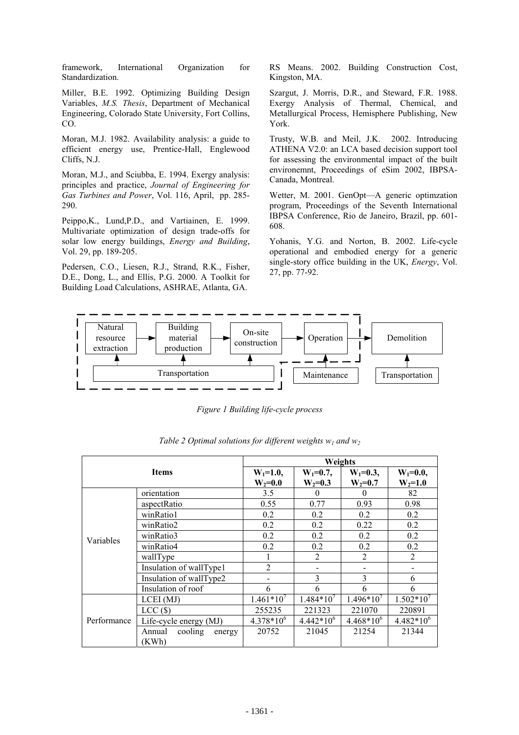framework, International Organization for Standardization.

Miller, B.E. 1992. Optimizing Building Design Variables, *M.S. Thesis*, Department of Mechanical Engineering, Colorado State University, Fort Collins, CO.

Moran, M.J. 1982. Availability analysis: a guide to efficient energy use, Prentice-Hall, Englewood Cliffs, N.J.

Moran, M.J., and Sciubba, E. 1994. Exergy analysis: principles and practice, *Journal of Engineering for Gas Turbines and Power*, Vol. 116, April, pp. 285-290.

Peippo,K., Lund,P.D., and Vartiainen, E. 1999. Multivariate optimization of design trade-offs for solar low energy buildings, *Energy and Building*, Vol. 29, pp. 189-205.

Pedersen, C.O., Liesen, R.J., Strand, R.K., Fisher, D.E., Dong, L., and Ellis, P.G. 2000. A Toolkit for Building Load Calculations, ASHRAE, Atlanta, GA.

RS Means. 2002. Building Construction Cost, Kingston, MA.

Szargut, J. Morris, D.R., and Steward, F.R. 1988. Exergy Analysis of Thermal, Chemical, and Metallurgical Process, Hemisphere Publishing, New York.

Trusty, W.B. and Meil, J.K. 2002. Introducing ATHENA V2.0: an LCA based decision support tool for assessing the environmental impact of the built environemnt, Proceedings of eSim 2002, IBPSA-Canada, Montreal.

Wetter, M. 2001. GenOpt—A generic optimzation program, Proceedings of the Seventh International IBPSA Conference, Rio de Janeiro, Brazil, pp. 601-608.

Yohanis, Y.G. and Norton, B. 2002. Life-cycle operational and embodied energy for a generic single-story office building in the UK, *Energy*, Vol. 27, pp. 77-92.

Natural resource extraction
Building material production
On-site construction
Operation
Demolition
Transportation
Maintenance
Transportation

*Figure 1 Building life-cycle process*

*Table 2 Optimal solutions for different weights $w_1$ and $w_2$*

| Items | | Weights | | | |
|---|---|---|---|---|---|
| | | **$W_1$=1.0, $W_2$=0.0** | **$W_1$=0.7, $W_2$=0.3** | **$W_1$=0.3, $W_2$=0.7** | **$W_1$=0.0, $W_2$=1.0** |
| Variables | orientation | 3.5 | 0 | 0 | 82 |
| | aspectRatio | 0.55 | 0.77 | 0.93 | 0.98 |
| | winRatio1 | 0.2 | 0.2 | 0.2 | 0.2 |
| | winRatio2 | 0.2 | 0.2 | 0.22 | 0.2 |
| | winRatio3 | 0.2 | 0.2 | 0.2 | 0.2 |
| | winRatio4 | 0.2 | 0.2 | 0.2 | 0.2 |
| | wallType | 1 | 2 | 2 | 2 |
| | Insulation of wallType1 | 2 | - | - | - |
| | Insulation of wallType2 | - | 3 | 3 | 6 |
| | Insulation of roof | 6 | 6 | 6 | 6 |
| Performance | LCEI (MJ) | $1.461*10^7$ | $1.484*10^7$ | $1.496*10^7$ | $1.502*10^7$ |
| | LCC ($) | 255235 | 221323 | 221070 | 220891 |
| | Life-cycle energy (MJ) | $4.378*10^6$ | $4.442*10^6$ | $4.468*10^6$ | $4.482*10^6$ |
| | Annual cooling energy (KWh) | 20752 | 21045 | 21254 | 21344 |